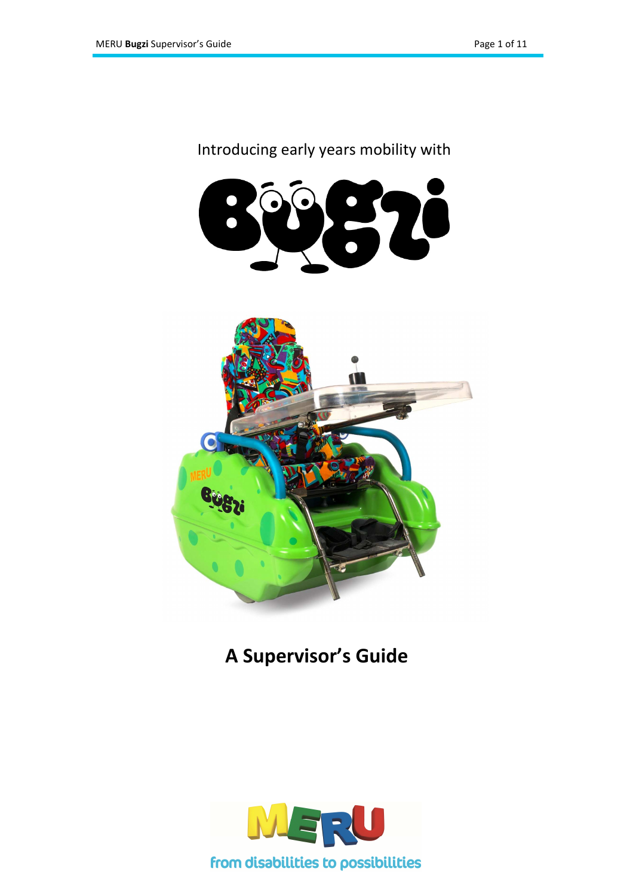Introducing early years mobility with

# Bugzi

## A Supervisor's Guide

from disabilities to possibilities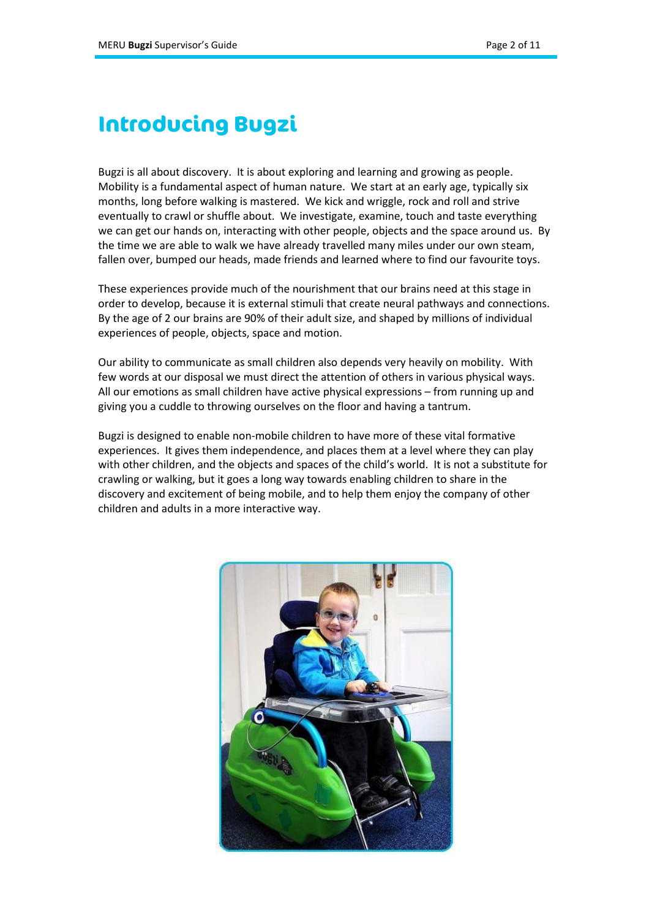# Introducing Bugzi

Bugzi is all about discovery. It is about exploring and learning and growing as people. Mobility is a fundamental aspect of human nature. We start at an early age, typically six months, long before walking is mastered. We kick and wriggle, rock and roll and strive eventually to crawl or shuffle about. We investigate, examine, touch and taste everything we can get our hands on, interacting with other people, objects and the space around us. By the time we are able to walk we have already travelled many miles under our own steam, fallen over, bumped our heads, made friends and learned where to find our favourite toys.

These experiences provide much of the nourishment that our brains need at this stage in order to develop, because it is external stimuli that create neural pathways and connections. By the age of 2 our brains are 90% of their adult size, and shaped by millions of individual experiences of people, objects, space and motion.

Our ability to communicate as small children also depends very heavily on mobility. With few words at our disposal we must direct the attention of others in various physical ways. All our emotions as small children have active physical expressions – from running up and giving you a cuddle to throwing ourselves on the floor and having a tantrum.

Bugzi is designed to enable non-mobile children to have more of these vital formative experiences. It gives them independence, and places them at a level where they can play with other children, and the objects and spaces of the child's world. It is not a substitute for crawling or walking, but it goes a long way towards enabling children to share in the discovery and excitement of being mobile, and to help them enjoy the company of other children and adults in a more interactive way.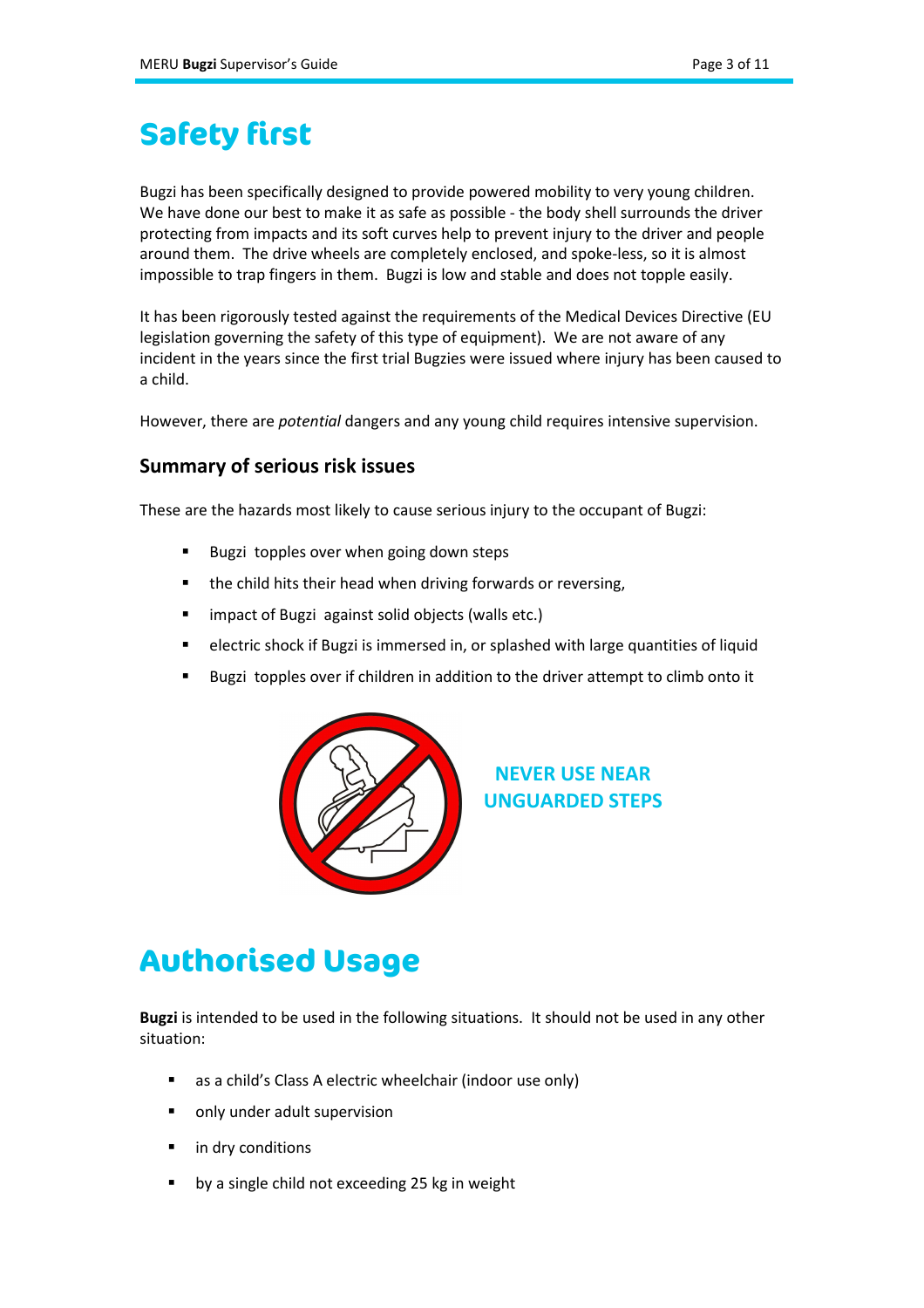# Safety first

Bugzi has been specifically designed to provide powered mobility to very young children. We have done our best to make it as safe as possible - the body shell surrounds the driver protecting from impacts and its soft curves help to prevent injury to the driver and people around them. The drive wheels are completely enclosed, and spoke-less, so it is almost impossible to trap fingers in them. Bugzi is low and stable and does not topple easily.

It has been rigorously tested against the requirements of the Medical Devices Directive (EU legislation governing the safety of this type of equipment). We are not aware of any incident in the years since the first trial Bugzies were issued where injury has been caused to a child.

However, there are *potential* dangers and any young child requires intensive supervision.

## Summary of serious risk issues

These are the hazards most likely to cause serious injury to the occupant of Bugzi:

- Bugzi topples over when going down steps
- the child hits their head when driving forwards or reversing,
- impact of Bugzi against solid objects (walls etc.)
- electric shock if Bugzi is immersed in, or splashed with large quantities of liquid
- Bugzi topples over if children in addition to the driver attempt to climb onto it

**NEVER USE NEAR UNGUARDED STEPS**

# Authorised Usage

**Bugzi** is intended to be used in the following situations. It should not be used in any other situation:

- as a child's Class A electric wheelchair (indoor use only)
- only under adult supervision
- in dry conditions
- by a single child not exceeding 25 kg in weight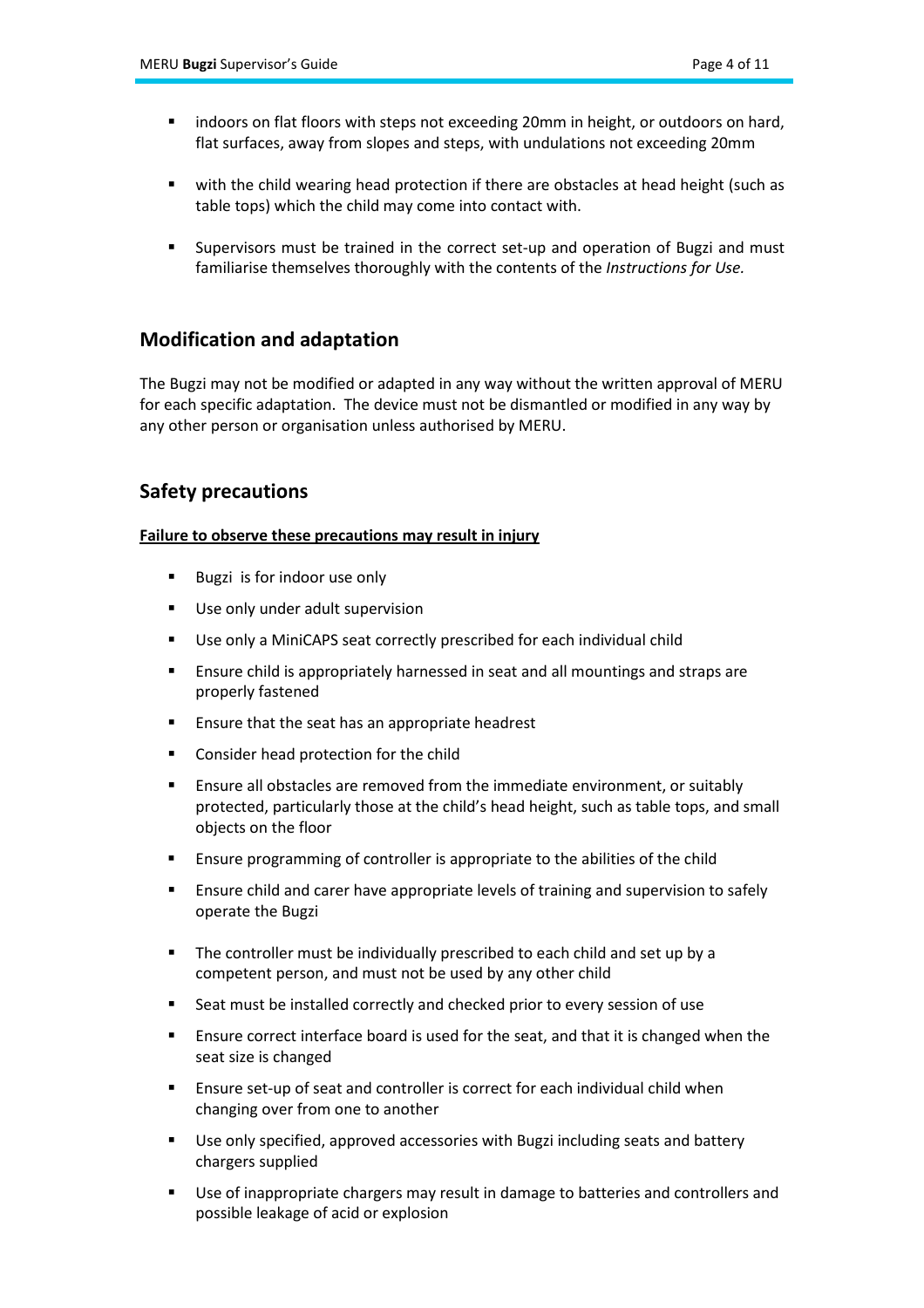- indoors on flat floors with steps not exceeding 20mm in height, or outdoors on hard, flat surfaces, away from slopes and steps, with undulations not exceeding 20mm
- with the child wearing head protection if there are obstacles at head height (such as table tops) which the child may come into contact with.
- Supervisors must be trained in the correct set-up and operation of Bugzi and must familiarise themselves thoroughly with the contents of the *Instructions for Use.*

## Modification and adaptation

The Bugzi may not be modified or adapted in any way without the written approval of MERU for each specific adaptation. The device must not be dismantled or modified in any way by any other person or organisation unless authorised by MERU.

## Safety precautions

**Failure to observe these precautions may result in injury**

- Bugzi is for indoor use only
- Use only under adult supervision
- Use only a MiniCAPS seat correctly prescribed for each individual child
- Ensure child is appropriately harnessed in seat and all mountings and straps are properly fastened
- Ensure that the seat has an appropriate headrest
- Consider head protection for the child
- Ensure all obstacles are removed from the immediate environment, or suitably protected, particularly those at the child's head height, such as table tops, and small objects on the floor
- Ensure programming of controller is appropriate to the abilities of the child
- Ensure child and carer have appropriate levels of training and supervision to safely operate the Bugzi
- The controller must be individually prescribed to each child and set up by a competent person, and must not be used by any other child
- Seat must be installed correctly and checked prior to every session of use
- Ensure correct interface board is used for the seat, and that it is changed when the seat size is changed
- Ensure set-up of seat and controller is correct for each individual child when changing over from one to another
- Use only specified, approved accessories with Bugzi including seats and battery chargers supplied
- Use of inappropriate chargers may result in damage to batteries and controllers and possible leakage of acid or explosion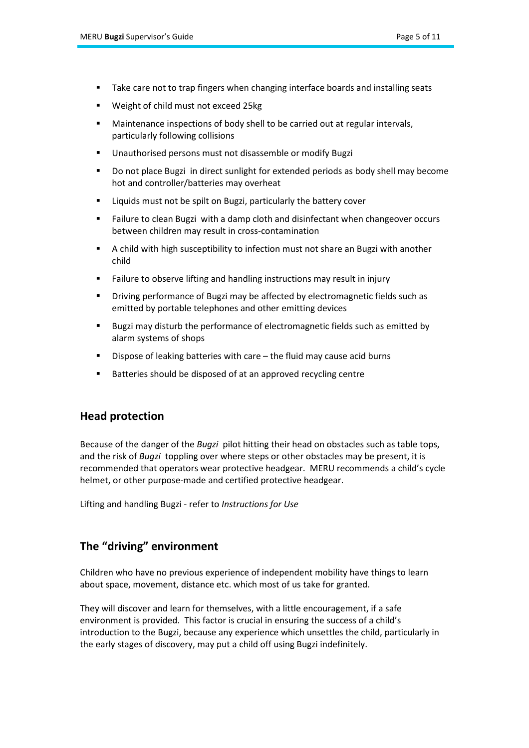- Take care not to trap fingers when changing interface boards and installing seats
- Weight of child must not exceed 25kg
- Maintenance inspections of body shell to be carried out at regular intervals, particularly following collisions
- Unauthorised persons must not disassemble or modify Bugzi
- Do not place Bugzi in direct sunlight for extended periods as body shell may become hot and controller/batteries may overheat
- Liquids must not be spilt on Bugzi, particularly the battery cover
- Failure to clean Bugzi with a damp cloth and disinfectant when changeover occurs between children may result in cross-contamination
- A child with high susceptibility to infection must not share an Bugzi with another child
- Failure to observe lifting and handling instructions may result in injury
- Driving performance of Bugzi may be affected by electromagnetic fields such as emitted by portable telephones and other emitting devices
- Bugzi may disturb the performance of electromagnetic fields such as emitted by alarm systems of shops
- Dispose of leaking batteries with care – the fluid may cause acid burns
- Batteries should be disposed of at an approved recycling centre

## Head protection

Because of the danger of the *Bugzi* pilot hitting their head on obstacles such as table tops, and the risk of *Bugzi* toppling over where steps or other obstacles may be present, it is recommended that operators wear protective headgear. MERU recommends a child's cycle helmet, or other purpose-made and certified protective headgear.

Lifting and handling Bugzi - refer to *Instructions for Use*

## The "driving" environment

Children who have no previous experience of independent mobility have things to learn about space, movement, distance etc. which most of us take for granted.

They will discover and learn for themselves, with a little encouragement, if a safe environment is provided. This factor is crucial in ensuring the success of a child's introduction to the Bugzi, because any experience which unsettles the child, particularly in the early stages of discovery, may put a child off using Bugzi indefinitely.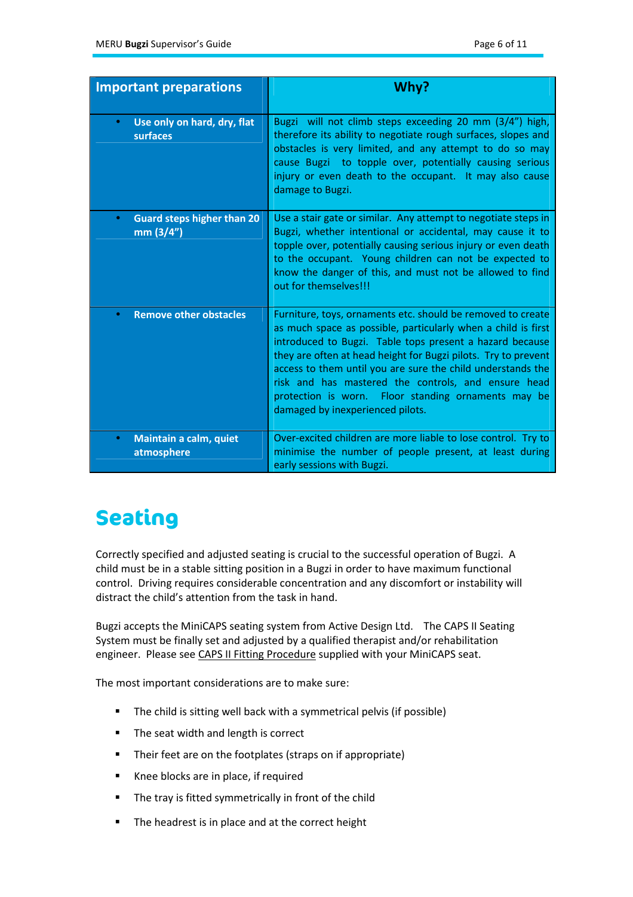| Important preparations | Why? |
| --- | --- |
| • **Use only on hard, dry, flat surfaces** | Bugzi will not climb steps exceeding 20 mm (3/4") high, therefore its ability to negotiate rough surfaces, slopes and obstacles is very limited, and any attempt to do so may cause Bugzi to topple over, potentially causing serious injury or even death to the occupant. It may also cause damage to Bugzi. |
| • **Guard steps higher than 20 mm (3/4")** | Use a stair gate or similar. Any attempt to negotiate steps in Bugzi, whether intentional or accidental, may cause it to topple over, potentially causing serious injury or even death to the occupant. Young children can not be expected to know the danger of this, and must not be allowed to find out for themselves!!! |
| • **Remove other obstacles** | Furniture, toys, ornaments etc. should be removed to create as much space as possible, particularly when a child is first introduced to Bugzi. Table tops present a hazard because they are often at head height for Bugzi pilots. Try to prevent access to them until you are sure the child understands the risk and has mastered the controls, and ensure head protection is worn. Floor standing ornaments may be damaged by inexperienced pilots. |
| • **Maintain a calm, quiet atmosphere** | Over-excited children are more liable to lose control. Try to minimise the number of people present, at least during early sessions with Bugzi. |

# Seating

Correctly specified and adjusted seating is crucial to the successful operation of Bugzi. A child must be in a stable sitting position in a Bugzi in order to have maximum functional control. Driving requires considerable concentration and any discomfort or instability will distract the child's attention from the task in hand.

Bugzi accepts the MiniCAPS seating system from Active Design Ltd. The CAPS II Seating System must be finally set and adjusted by a qualified therapist and/or rehabilitation engineer. Please see CAPS II Fitting Procedure supplied with your MiniCAPS seat.

The most important considerations are to make sure:

- The child is sitting well back with a symmetrical pelvis (if possible)
- The seat width and length is correct
- Their feet are on the footplates (straps on if appropriate)
- Knee blocks are in place, if required
- The tray is fitted symmetrically in front of the child
- The headrest is in place and at the correct height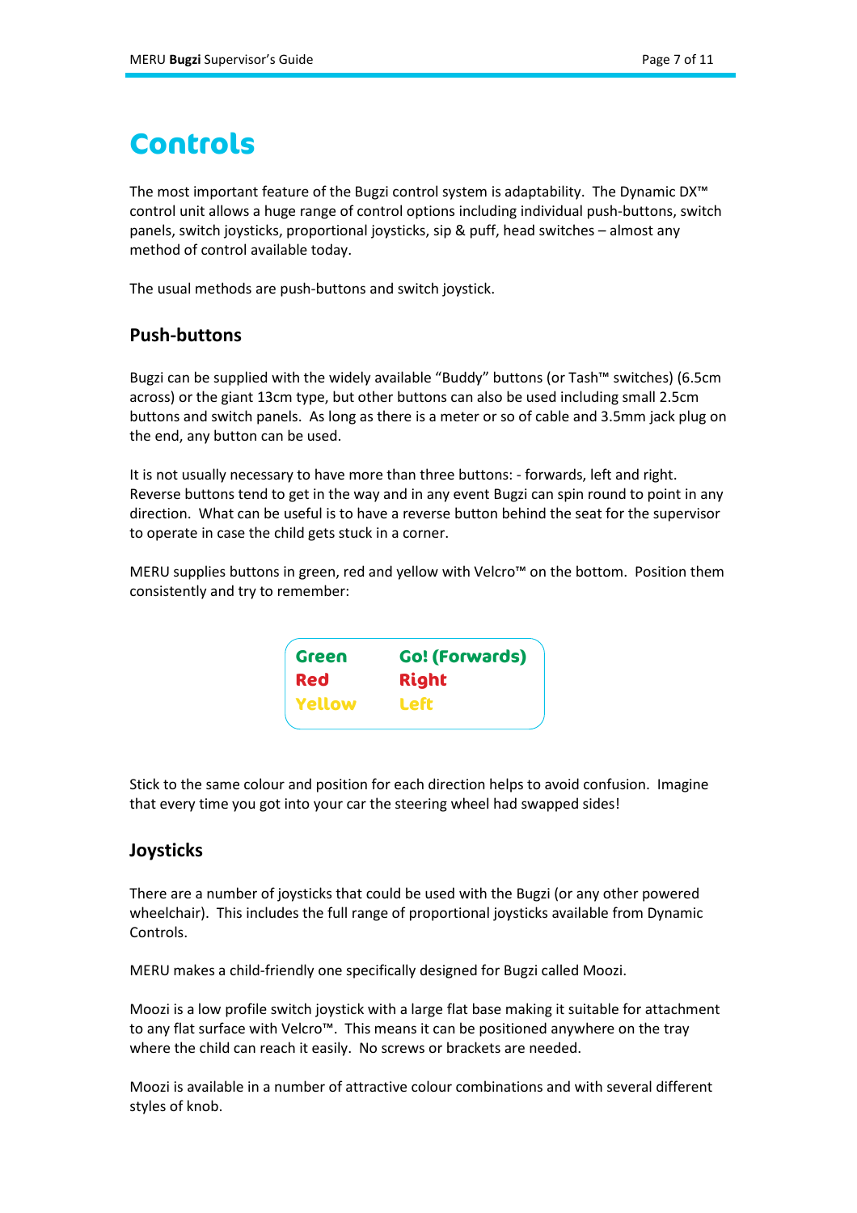# Controls

The most important feature of the Bugzi control system is adaptability. The Dynamic DX™ control unit allows a huge range of control options including individual push-buttons, switch panels, switch joysticks, proportional joysticks, sip & puff, head switches – almost any method of control available today.

The usual methods are push-buttons and switch joystick.

## Push-buttons

Bugzi can be supplied with the widely available "Buddy" buttons (or Tash™ switches) (6.5cm across) or the giant 13cm type, but other buttons can also be used including small 2.5cm buttons and switch panels. As long as there is a meter or so of cable and 3.5mm jack plug on the end, any button can be used.

It is not usually necessary to have more than three buttons: - forwards, left and right. Reverse buttons tend to get in the way and in any event Bugzi can spin round to point in any direction. What can be useful is to have a reverse button behind the seat for the supervisor to operate in case the child gets stuck in a corner.

MERU supplies buttons in green, red and yellow with Velcro™ on the bottom. Position them consistently and try to remember:

| | |
|---|---|
| **Green** | **Go! (Forwards)** |
| **Red** | **Right** |
| **Yellow** | **Left** |

Stick to the same colour and position for each direction helps to avoid confusion. Imagine that every time you got into your car the steering wheel had swapped sides!

## Joysticks

There are a number of joysticks that could be used with the Bugzi (or any other powered wheelchair). This includes the full range of proportional joysticks available from Dynamic Controls.

MERU makes a child-friendly one specifically designed for Bugzi called Moozi.

Moozi is a low profile switch joystick with a large flat base making it suitable for attachment to any flat surface with Velcro™. This means it can be positioned anywhere on the tray where the child can reach it easily. No screws or brackets are needed.

Moozi is available in a number of attractive colour combinations and with several different styles of knob.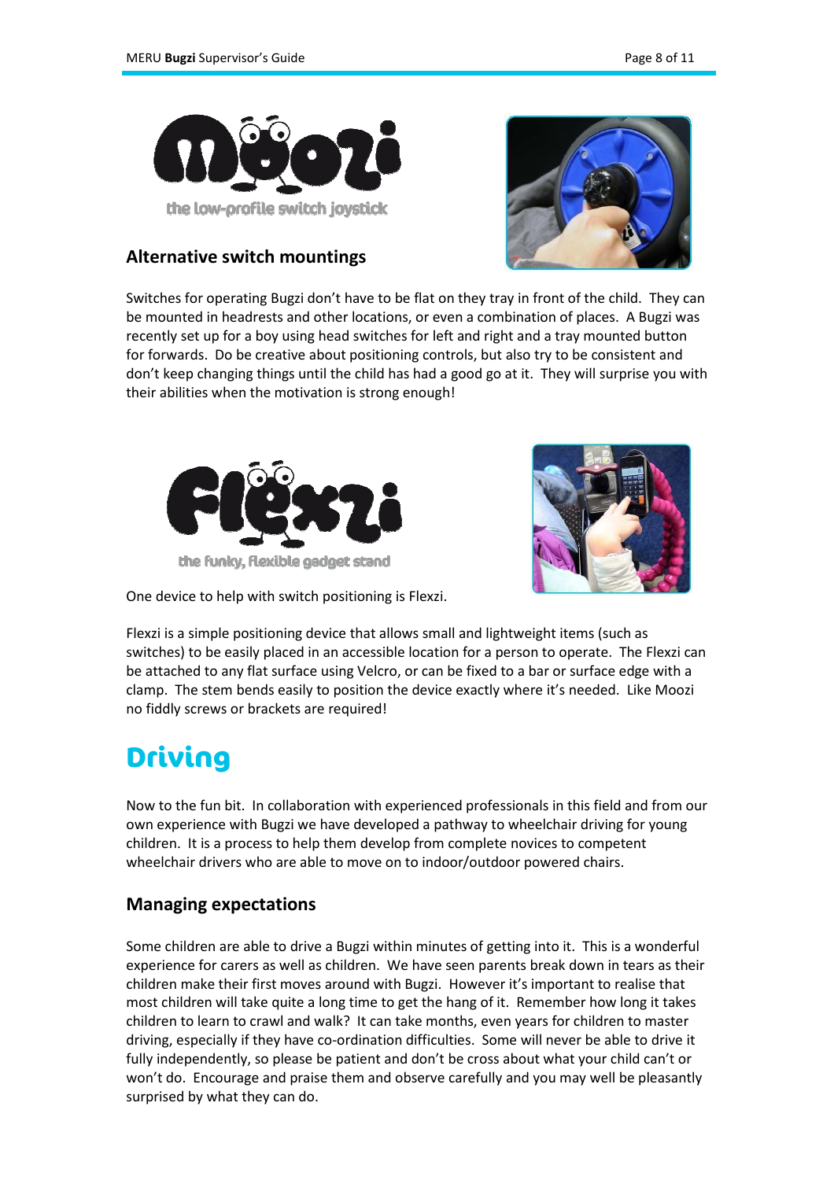Moozi

the low-profile switch joystick

## Alternative switch mountings

Switches for operating Bugzi don't have to be flat on they tray in front of the child. They can be mounted in headrests and other locations, or even a combination of places. A Bugzi was recently set up for a boy using head switches for left and right and a tray mounted button for forwards. Do be creative about positioning controls, but also try to be consistent and don't keep changing things until the child has had a good go at it. They will surprise you with their abilities when the motivation is strong enough!

Flexzi

the funky, flexible gadget stand

One device to help with switch positioning is Flexzi.

Flexzi is a simple positioning device that allows small and lightweight items (such as switches) to be easily placed in an accessible location for a person to operate. The Flexzi can be attached to any flat surface using Velcro, or can be fixed to a bar or surface edge with a clamp. The stem bends easily to position the device exactly where it's needed. Like Moozi no fiddly screws or brackets are required!

# Driving

Now to the fun bit. In collaboration with experienced professionals in this field and from our own experience with Bugzi we have developed a pathway to wheelchair driving for young children. It is a process to help them develop from complete novices to competent wheelchair drivers who are able to move on to indoor/outdoor powered chairs.

## Managing expectations

Some children are able to drive a Bugzi within minutes of getting into it. This is a wonderful experience for carers as well as children. We have seen parents break down in tears as their children make their first moves around with Bugzi. However it's important to realise that most children will take quite a long time to get the hang of it. Remember how long it takes children to learn to crawl and walk? It can take months, even years for children to master driving, especially if they have co-ordination difficulties. Some will never be able to drive it fully independently, so please be patient and don't be cross about what your child can't or won't do. Encourage and praise them and observe carefully and you may well be pleasantly surprised by what they can do.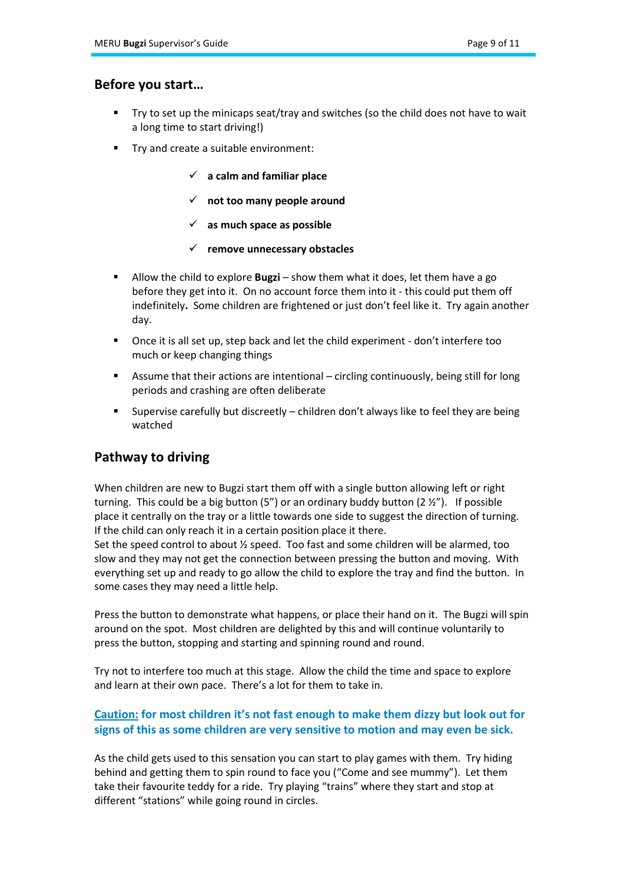## Before you start…

- Try to set up the minicaps seat/tray and switches (so the child does not have to wait a long time to start driving!)
- Try and create a suitable environment:
  - ✓ **a calm and familiar place**
  - ✓ **not too many people around**
  - ✓ **as much space as possible**
  - ✓ **remove unnecessary obstacles**
- Allow the child to explore **Bugzi** – show them what it does, let them have a go before they get into it. On no account force them into it - this could put them off indefinitely**.** Some children are frightened or just don't feel like it. Try again another day.
- Once it is all set up, step back and let the child experiment - don't interfere too much or keep changing things
- Assume that their actions are intentional – circling continuously, being still for long periods and crashing are often deliberate
- Supervise carefully but discreetly – children don't always like to feel they are being watched

## Pathway to driving

When children are new to Bugzi start them off with a single button allowing left or right turning. This could be a big button (5") or an ordinary buddy button (2 ½"). If possible place it centrally on the tray or a little towards one side to suggest the direction of turning. If the child can only reach it in a certain position place it there.
Set the speed control to about ½ speed. Too fast and some children will be alarmed, too slow and they may not get the connection between pressing the button and moving. With everything set up and ready to go allow the child to explore the tray and find the button. In some cases they may need a little help.

Press the button to demonstrate what happens, or place their hand on it. The Bugzi will spin around on the spot. Most children are delighted by this and will continue voluntarily to press the button, stopping and starting and spinning round and round.

Try not to interfere too much at this stage. Allow the child the time and space to explore and learn at their own pace. There's a lot for them to take in.

**Caution: for most children it's not fast enough to make them dizzy but look out for signs of this as some children are very sensitive to motion and may even be sick.**

As the child gets used to this sensation you can start to play games with them. Try hiding behind and getting them to spin round to face you ("Come and see mummy"). Let them take their favourite teddy for a ride. Try playing "trains" where they start and stop at different "stations" while going round in circles.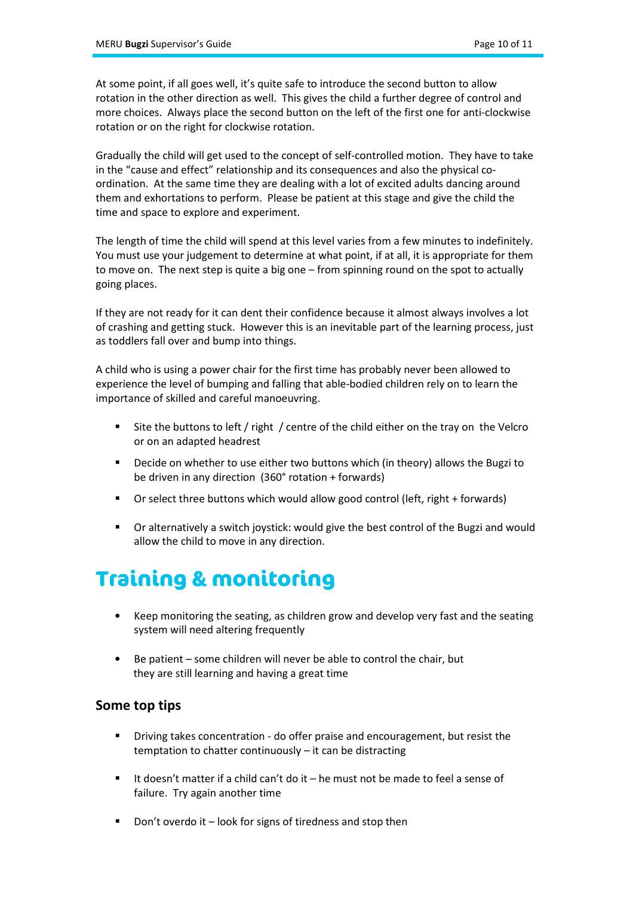At some point, if all goes well, it's quite safe to introduce the second button to allow rotation in the other direction as well. This gives the child a further degree of control and more choices. Always place the second button on the left of the first one for anti-clockwise rotation or on the right for clockwise rotation.

Gradually the child will get used to the concept of self-controlled motion. They have to take in the "cause and effect" relationship and its consequences and also the physical co-ordination. At the same time they are dealing with a lot of excited adults dancing around them and exhortations to perform. Please be patient at this stage and give the child the time and space to explore and experiment.

The length of time the child will spend at this level varies from a few minutes to indefinitely. You must use your judgement to determine at what point, if at all, it is appropriate for them to move on. The next step is quite a big one – from spinning round on the spot to actually going places.

If they are not ready for it can dent their confidence because it almost always involves a lot of crashing and getting stuck. However this is an inevitable part of the learning process, just as toddlers fall over and bump into things.

A child who is using a power chair for the first time has probably never been allowed to experience the level of bumping and falling that able-bodied children rely on to learn the importance of skilled and careful manoeuvring.

- Site the buttons to left / right / centre of the child either on the tray on the Velcro or on an adapted headrest
- Decide on whether to use either two buttons which (in theory) allows the Bugzi to be driven in any direction (360° rotation + forwards)
- Or select three buttons which would allow good control (left, right + forwards)
- Or alternatively a switch joystick: would give the best control of the Bugzi and would allow the child to move in any direction.

# Training & monitoring

- Keep monitoring the seating, as children grow and develop very fast and the seating system will need altering frequently
- Be patient – some children will never be able to control the chair, but they are still learning and having a great time

## Some top tips

- Driving takes concentration - do offer praise and encouragement, but resist the temptation to chatter continuously – it can be distracting
- It doesn't matter if a child can't do it – he must not be made to feel a sense of failure. Try again another time
- Don't overdo it – look for signs of tiredness and stop then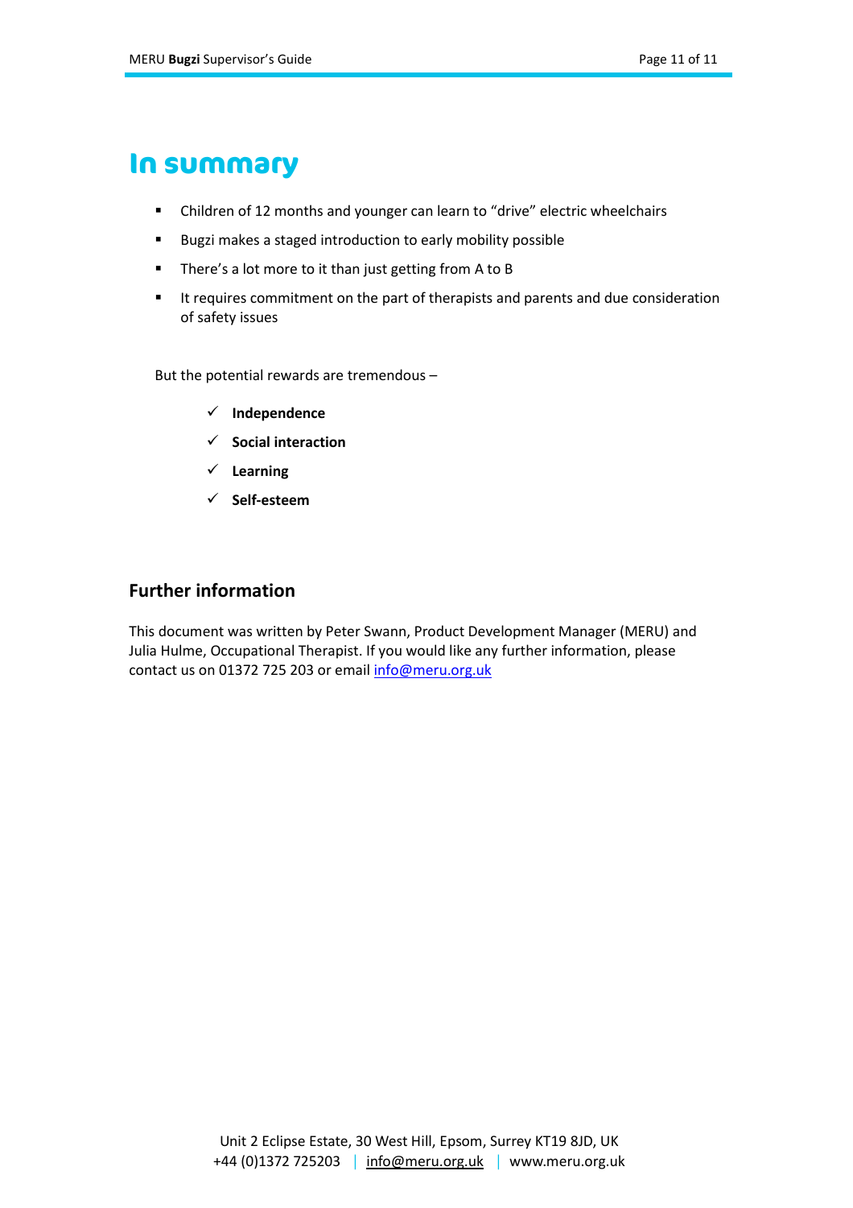# In summary

- Children of 12 months and younger can learn to "drive" electric wheelchairs
- Bugzi makes a staged introduction to early mobility possible
- There's a lot more to it than just getting from A to B
- It requires commitment on the part of therapists and parents and due consideration of safety issues

But the potential rewards are tremendous –

- ✓ **Independence**
- ✓ **Social interaction**
- ✓ **Learning**
- ✓ **Self-esteem**

## Further information

This document was written by Peter Swann, Product Development Manager (MERU) and Julia Hulme, Occupational Therapist. If you would like any further information, please contact us on 01372 725 203 or email info@meru.org.uk

Unit 2 Eclipse Estate, 30 West Hill, Epsom, Surrey KT19 8JD, UK
+44 (0)1372 725203 | info@meru.org.uk | www.meru.org.uk